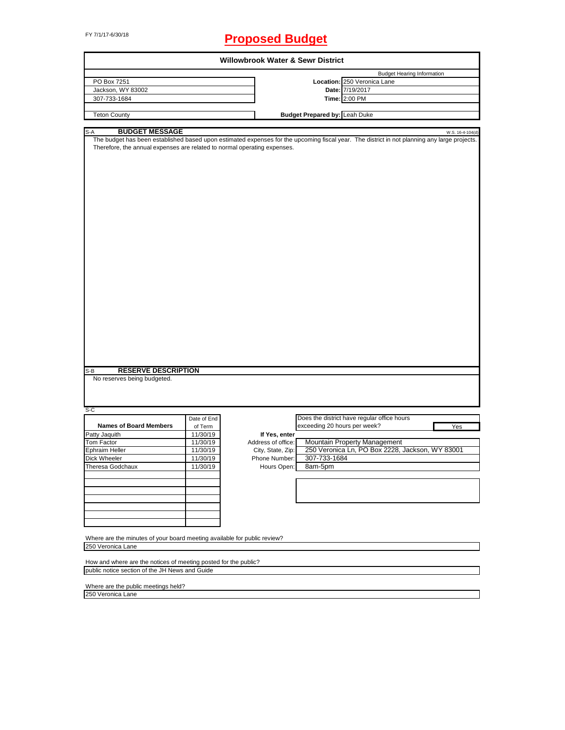FY 7/1/17-6/30/18

# Proposed Budget

## Willowbrook Water & Sewr District

| | | |
|---|---|---|
| PO Box 7251 | | Budget Hearing Information |
| Jackson, WY 83002 | **Location:** | 250 Veronica Lane |
| 307-733-1684 | **Date:** | 7/19/2017 |
| | **Time:** | 2:00 PM |
| Teton County | **Budget Prepared by:** | Leah Duke |

S-A **BUDGET MESSAGE** W.S. 16-4-104(d)

The budget has been established based upon estimated expenses for the upcoming fiscal year. The district in not planning any large projects. Therefore, the annual expenses are related to normal operating expenses.

S-B **RESERVE DESCRIPTION**

No reserves being budgeted.

S-C

| Names of Board Members | Date of End of Term |
|---|---|
| Patty Jaquith | 11/30/19 |
| Tom Factor | 11/30/19 |
| Ephraim Heller | 11/30/19 |
| Dick Wheeler | 11/30/19 |
| Theresa Godchaux | 11/30/19 |

Does the district have regular office hours exceeding 20 hours per week? Yes

**If Yes, enter**

| | |
|---|---|
| Address of office: | Mountain Property Management |
| City, State, Zip: | 250 Veronica Ln, PO Box 2228, Jackson, WY 83001 |
| Phone Number: | 307-733-1684 |
| Hours Open: | 8am-5pm |

Where are the minutes of your board meeting available for public review?

250 Veronica Lane

How and where are the notices of meeting posted for the public?

public notice section of the JH News and Guide

Where are the public meetings held?

250 Veronica Lane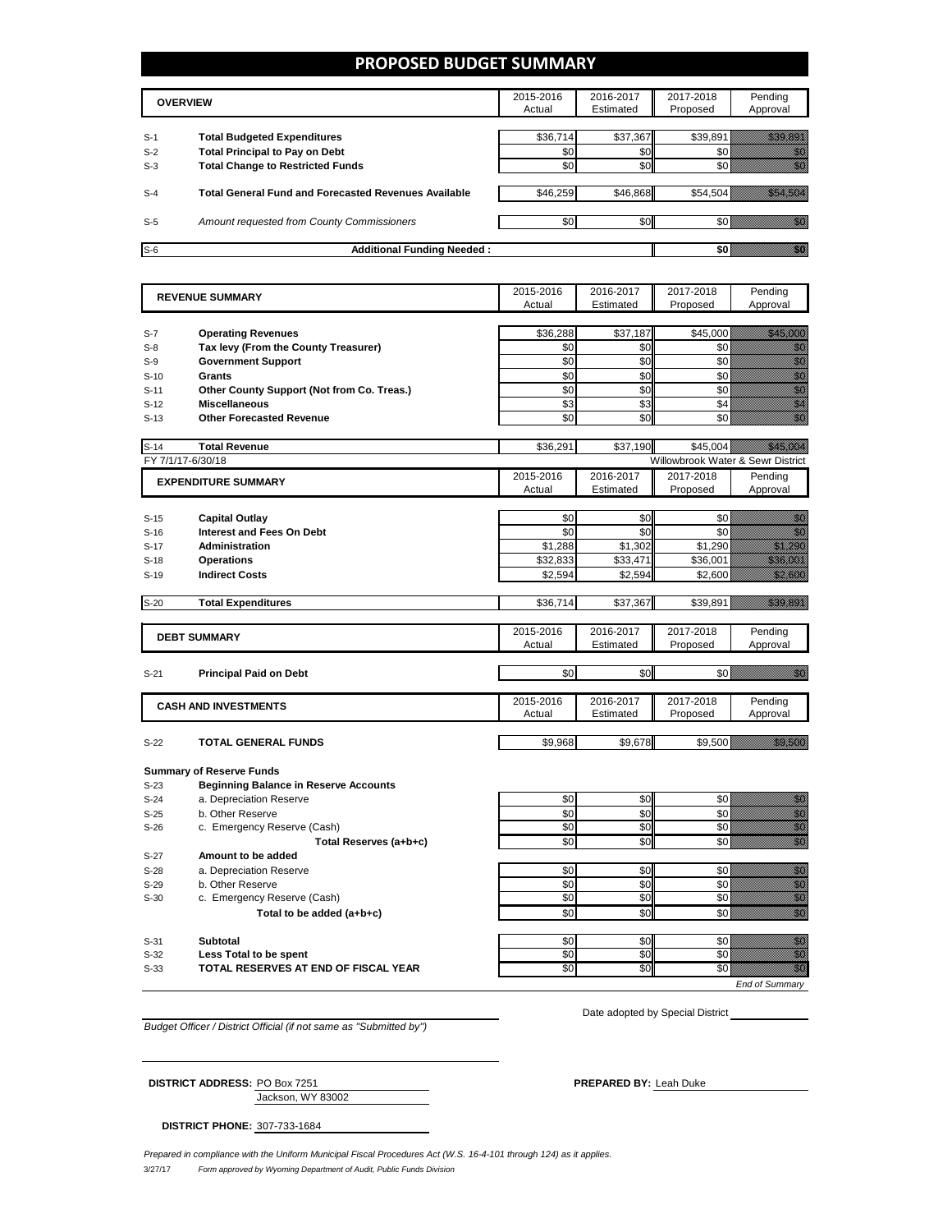# PROPOSED BUDGET SUMMARY

| | OVERVIEW | 2015-2016 Actual | 2016-2017 Estimated | 2017-2018 Proposed | Pending Approval |
|---|---|---|---|---|---|
| S-1 | **Total Budgeted Expenditures** | $36,714 | $37,367 | $39,891 | $39,891 |
| S-2 | **Total Principal to Pay on Debt** | $0 | $0 | $0 | $0 |
| S-3 | **Total Change to Restricted Funds** | $0 | $0 | $0 | $0 |
| S-4 | **Total General Fund and Forecasted Revenues Available** | $46,259 | $46,868 | $54,504 | $54,504 |
| S-5 | *Amount requested from County Commissioners* | $0 | $0 | $0 | $0 |
| S-6 | **Additional Funding Needed :** | | | **$0** | $0 |

| | REVENUE SUMMARY | 2015-2016 Actual | 2016-2017 Estimated | 2017-2018 Proposed | Pending Approval |
|---|---|---|---|---|---|
| S-7 | **Operating Revenues** | $36,288 | $37,187 | $45,000 | $45,000 |
| S-8 | **Tax levy (From the County Treasurer)** | $0 | $0 | $0 | $0 |
| S-9 | **Government Support** | $0 | $0 | $0 | $0 |
| S-10 | **Grants** | $0 | $0 | $0 | $0 |
| S-11 | **Other County Support (Not from Co. Treas.)** | $0 | $0 | $0 | $0 |
| S-12 | **Miscellaneous** | $3 | $3 | $4 | $4 |
| S-13 | **Other Forecasted Revenue** | $0 | $0 | $0 | $0 |
| S-14 | **Total Revenue** | $36,291 | $37,190 | $45,004 | $45,004 |

FY 7/1/17-6/30/18 — Willowbrook Water & Sewr District

| | EXPENDITURE SUMMARY | 2015-2016 Actual | 2016-2017 Estimated | 2017-2018 Proposed | Pending Approval |
|---|---|---|---|---|---|
| S-15 | **Capital Outlay** | $0 | $0 | $0 | $0 |
| S-16 | **Interest and Fees On Debt** | $0 | $0 | $0 | $0 |
| S-17 | **Administration** | $1,288 | $1,302 | $1,290 | $1,290 |
| S-18 | **Operations** | $32,833 | $33,471 | $36,001 | $36,001 |
| S-19 | **Indirect Costs** | $2,594 | $2,594 | $2,600 | $2,600 |
| S-20 | **Total Expenditures** | $36,714 | $37,367 | $39,891 | $39,891 |

| | DEBT SUMMARY | 2015-2016 Actual | 2016-2017 Estimated | 2017-2018 Proposed | Pending Approval |
|---|---|---|---|---|---|
| S-21 | **Principal Paid on Debt** | $0 | $0 | $0 | $0 |

| | CASH AND INVESTMENTS | 2015-2016 Actual | 2016-2017 Estimated | 2017-2018 Proposed | Pending Approval |
|---|---|---|---|---|---|
| S-22 | **TOTAL GENERAL FUNDS** | $9,968 | $9,678 | $9,500 | $9,500 |

**Summary of Reserve Funds**

| | | 2015-2016 Actual | 2016-2017 Estimated | 2017-2018 Proposed | Pending Approval |
|---|---|---|---|---|---|
| S-23 | **Beginning Balance in Reserve Accounts** | | | | |
| S-24 | a. Depreciation Reserve | $0 | $0 | $0 | $0 |
| S-25 | b. Other Reserve | $0 | $0 | $0 | $0 |
| S-26 | c. Emergency Reserve (Cash) | $0 | $0 | $0 | $0 |
| | **Total Reserves (a+b+c)** | $0 | $0 | $0 | $0 |
| S-27 | **Amount to be added** | | | | |
| S-28 | a. Depreciation Reserve | $0 | $0 | $0 | $0 |
| S-29 | b. Other Reserve | $0 | $0 | $0 | $0 |
| S-30 | c. Emergency Reserve (Cash) | $0 | $0 | $0 | $0 |
| | **Total to be added (a+b+c)** | $0 | $0 | $0 | $0 |
| S-31 | **Subtotal** | $0 | $0 | $0 | $0 |
| S-32 | **Less Total to be spent** | $0 | $0 | $0 | $0 |
| S-33 | **TOTAL RESERVES AT END OF FISCAL YEAR** | $0 | $0 | $0 | $0 |

*End of Summary*

*Budget Officer / District Official (if not same as "Submitted by")*

Date adopted by Special District

**DISTRICT ADDRESS:** PO Box 7251
Jackson, WY 83002

**PREPARED BY:** Leah Duke

**DISTRICT PHONE:** 307-733-1684

*Prepared in compliance with the Uniform Municipal Fiscal Procedures Act (W.S. 16-4-101 through 124) as it applies.*

3/27/17 *Form approved by Wyoming Department of Audit, Public Funds Division*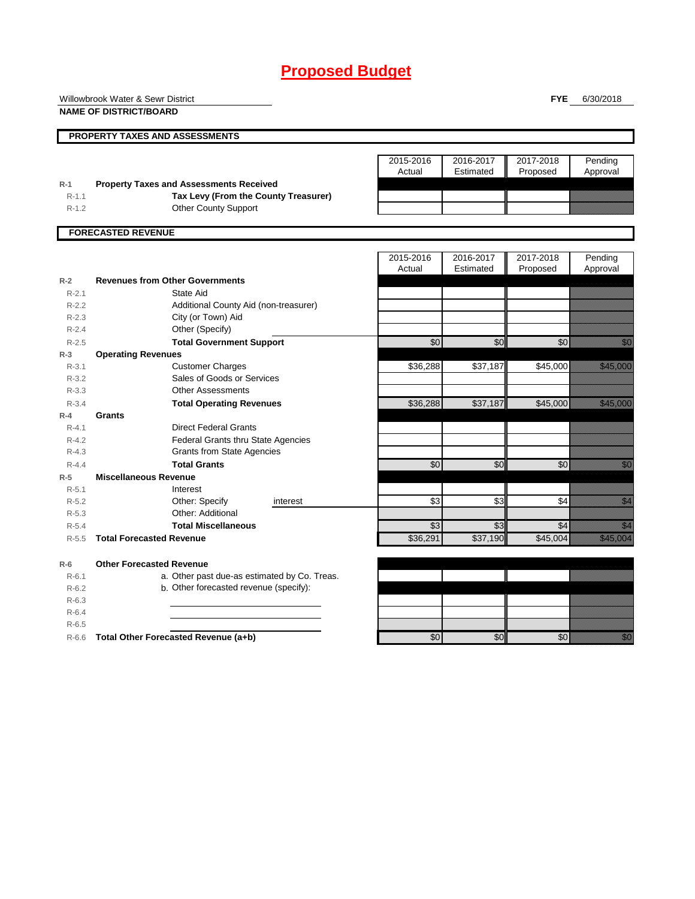# Proposed Budget

Willowbrook Water & Sewr District
**NAME OF DISTRICT/BOARD**

**FYE** 6/30/2018

## PROPERTY TAXES AND ASSESSMENTS

| | | 2015-2016 Actual | 2016-2017 Estimated | 2017-2018 Proposed | Pending Approval |
|---|---|---|---|---|---|
| R-1 | **Property Taxes and Assessments Received** | | | | |
| R-1.1 | **Tax Levy (From the County Treasurer)** | | | | |
| R-1.2 | Other County Support | | | | |

## FORECASTED REVENUE

| | | 2015-2016 Actual | 2016-2017 Estimated | 2017-2018 Proposed | Pending Approval |
|---|---|---|---|---|---|
| R-2 | **Revenues from Other Governments** | | | | |
| R-2.1 | State Aid | | | | |
| R-2.2 | Additional County Aid (non-treasurer) | | | | |
| R-2.3 | City (or Town) Aid | | | | |
| R-2.4 | Other (Specify) | | | | |
| R-2.5 | **Total Government Support** | $0 | $0 | $0 | $0 |
| R-3 | **Operating Revenues** | | | | |
| R-3.1 | Customer Charges | $36,288 | $37,187 | $45,000 | $45,000 |
| R-3.2 | Sales of Goods or Services | | | | |
| R-3.3 | Other Assessments | | | | |
| R-3.4 | **Total Operating Revenues** | $36,288 | $37,187 | $45,000 | $45,000 |
| R-4 | **Grants** | | | | |
| R-4.1 | Direct Federal Grants | | | | |
| R-4.2 | Federal Grants thru State Agencies | | | | |
| R-4.3 | Grants from State Agencies | | | | |
| R-4.4 | **Total Grants** | $0 | $0 | $0 | $0 |
| R-5 | **Miscellaneous Revenue** | | | | |
| R-5.1 | Interest | | | | |
| R-5.2 | Other: Specify interest | $3 | $3 | $4 | $4 |
| R-5.3 | Other: Additional | | | | |
| R-5.4 | **Total Miscellaneous** | $3 | $3 | $4 | $4 |
| R-5.5 | **Total Forecasted Revenue** | $36,291 | $37,190 | $45,004 | $45,004 |
| R-6 | **Other Forecasted Revenue** | | | | |
| R-6.1 | a. Other past due-as estimated by Co. Treas. | | | | |
| R-6.2 | b. Other forecasted revenue (specify): | | | | |
| R-6.3 | | | | | |
| R-6.4 | | | | | |
| R-6.5 | | | | | |
| R-6.6 | **Total Other Forecasted Revenue (a+b)** | $0 | $0 | $0 | $0 |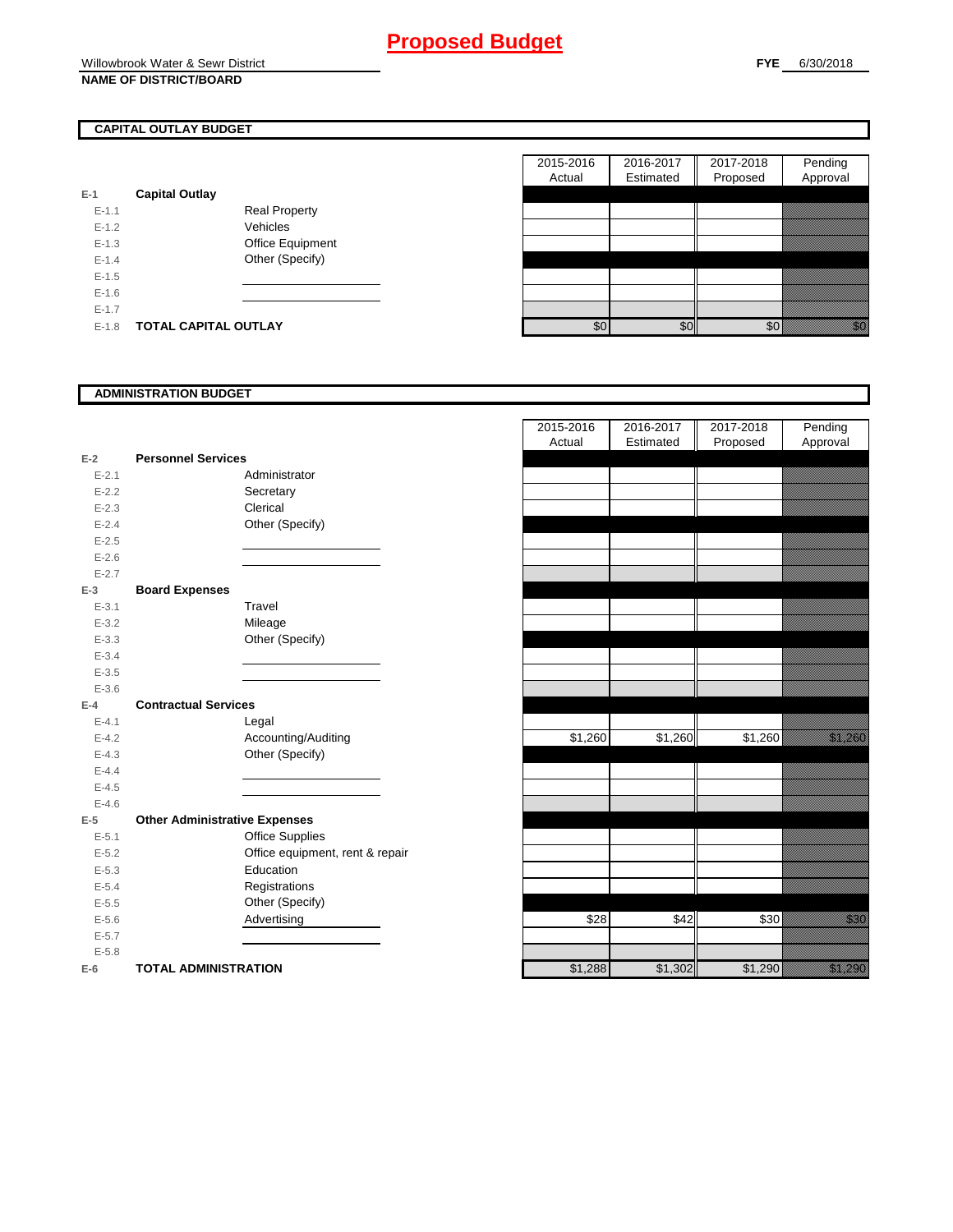# Proposed Budget

Willowbrook Water & Sewr District
**NAME OF DISTRICT/BOARD**

**FYE** 6/30/2018

## CAPITAL OUTLAY BUDGET

| | | | 2015-2016 Actual | 2016-2017 Estimated | 2017-2018 Proposed | Pending Approval |
|---|---|---|---|---|---|---|
| **E-1** | **Capital Outlay** | | | | | |
| E-1.1 | | Real Property | | | | |
| E-1.2 | | Vehicles | | | | |
| E-1.3 | | Office Equipment | | | | |
| E-1.4 | | Other (Specify) | | | | |
| E-1.5 | | | | | | |
| E-1.6 | | | | | | |
| E-1.7 | | | | | | |
| E-1.8 | **TOTAL CAPITAL OUTLAY** | | $0 | $0 | $0 | $0 |

## ADMINISTRATION BUDGET

| | | | 2015-2016 Actual | 2016-2017 Estimated | 2017-2018 Proposed | Pending Approval |
|---|---|---|---|---|---|---|
| **E-2** | **Personnel Services** | | | | | |
| E-2.1 | | Administrator | | | | |
| E-2.2 | | Secretary | | | | |
| E-2.3 | | Clerical | | | | |
| E-2.4 | | Other (Specify) | | | | |
| E-2.5 | | | | | | |
| E-2.6 | | | | | | |
| E-2.7 | | | | | | |
| **E-3** | **Board Expenses** | | | | | |
| E-3.1 | | Travel | | | | |
| E-3.2 | | Mileage | | | | |
| E-3.3 | | Other (Specify) | | | | |
| E-3.4 | | | | | | |
| E-3.5 | | | | | | |
| E-3.6 | | | | | | |
| **E-4** | **Contractual Services** | | | | | |
| E-4.1 | | Legal | | | | |
| E-4.2 | | Accounting/Auditing | $1,260 | $1,260 | $1,260 | $1,260 |
| E-4.3 | | Other (Specify) | | | | |
| E-4.4 | | | | | | |
| E-4.5 | | | | | | |
| E-4.6 | | | | | | |
| **E-5** | **Other Administrative Expenses** | | | | | |
| E-5.1 | | Office Supplies | | | | |
| E-5.2 | | Office equipment, rent & repair | | | | |
| E-5.3 | | Education | | | | |
| E-5.4 | | Registrations | | | | |
| E-5.5 | | Other (Specify) | | | | |
| E-5.6 | | Advertising | $28 | $42 | $30 | $30 |
| E-5.7 | | | | | | |
| E-5.8 | | | | | | |
| **E-6** | **TOTAL ADMINISTRATION** | | $1,288 | $1,302 | $1,290 | $1,290 |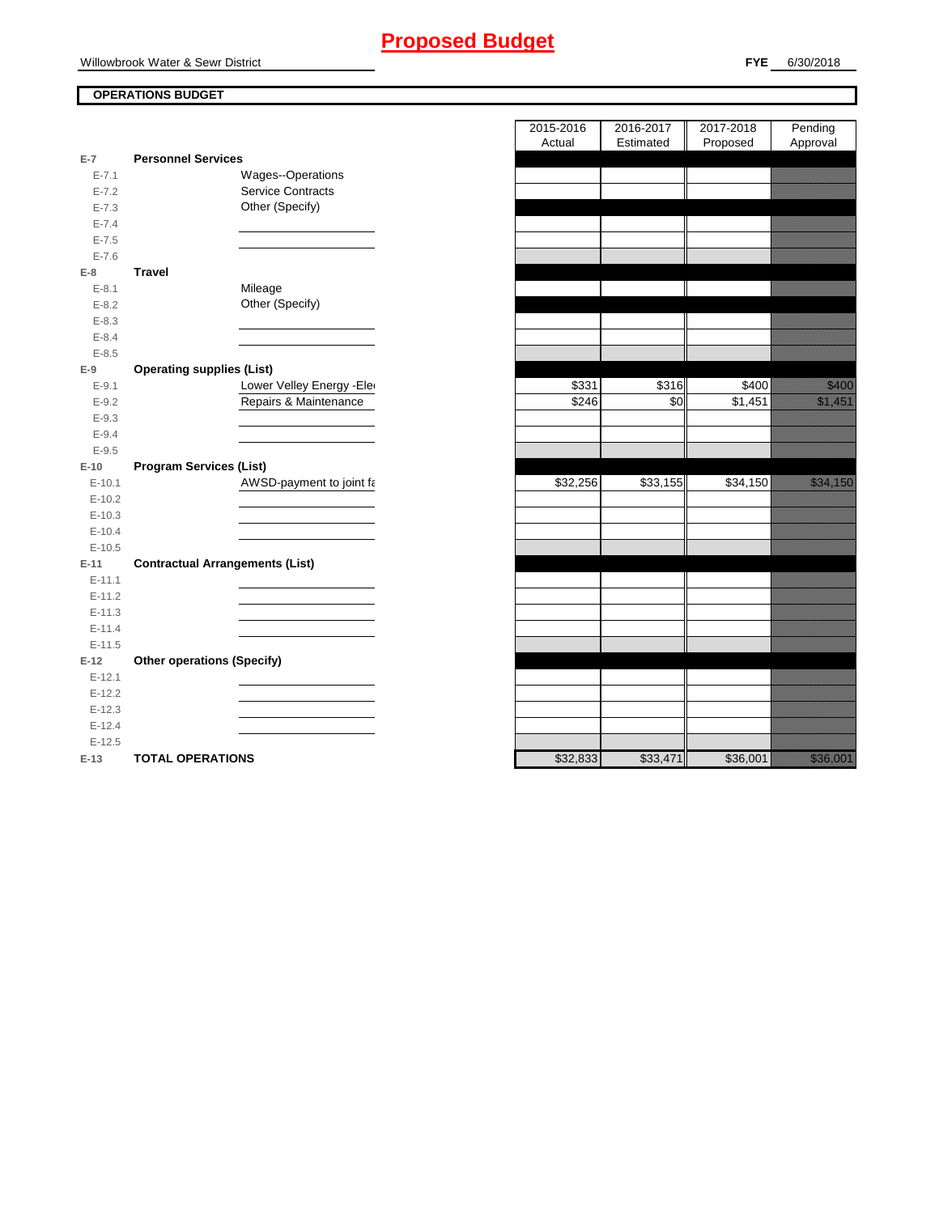# Proposed Budget

Willowbrook Water & Sewr District

**FYE** 6/30/2018

**OPERATIONS BUDGET**

| | | 2015-2016 Actual | 2016-2017 Estimated | 2017-2018 Proposed | Pending Approval |
|---|---|---|---|---|---|
| **E-7** | **Personnel Services** | | | | |
| E-7.1 | Wages--Operations | | | | |
| E-7.2 | Service Contracts | | | | |
| E-7.3 | Other (Specify) | | | | |
| E-7.4 | | | | | |
| E-7.5 | | | | | |
| E-7.6 | | | | | |
| **E-8** | **Travel** | | | | |
| E-8.1 | Mileage | | | | |
| E-8.2 | Other (Specify) | | | | |
| E-8.3 | | | | | |
| E-8.4 | | | | | |
| E-8.5 | | | | | |
| **E-9** | **Operating supplies (List)** | | | | |
| E-9.1 | Lower Velley Energy -Ele | $331 | $316 | $400 | $400 |
| E-9.2 | Repairs & Maintenance | $246 | $0 | $1,451 | $1,451 |
| E-9.3 | | | | | |
| E-9.4 | | | | | |
| E-9.5 | | | | | |
| **E-10** | **Program Services (List)** | | | | |
| E-10.1 | AWSD-payment to joint fa | $32,256 | $33,155 | $34,150 | $34,150 |
| E-10.2 | | | | | |
| E-10.3 | | | | | |
| E-10.4 | | | | | |
| E-10.5 | | | | | |
| **E-11** | **Contractual Arrangements (List)** | | | | |
| E-11.1 | | | | | |
| E-11.2 | | | | | |
| E-11.3 | | | | | |
| E-11.4 | | | | | |
| E-11.5 | | | | | |
| **E-12** | **Other operations (Specify)** | | | | |
| E-12.1 | | | | | |
| E-12.2 | | | | | |
| E-12.3 | | | | | |
| E-12.4 | | | | | |
| E-12.5 | | | | | |
| **E-13** | **TOTAL OPERATIONS** | $32,833 | $33,471 | $36,001 | $36,001 |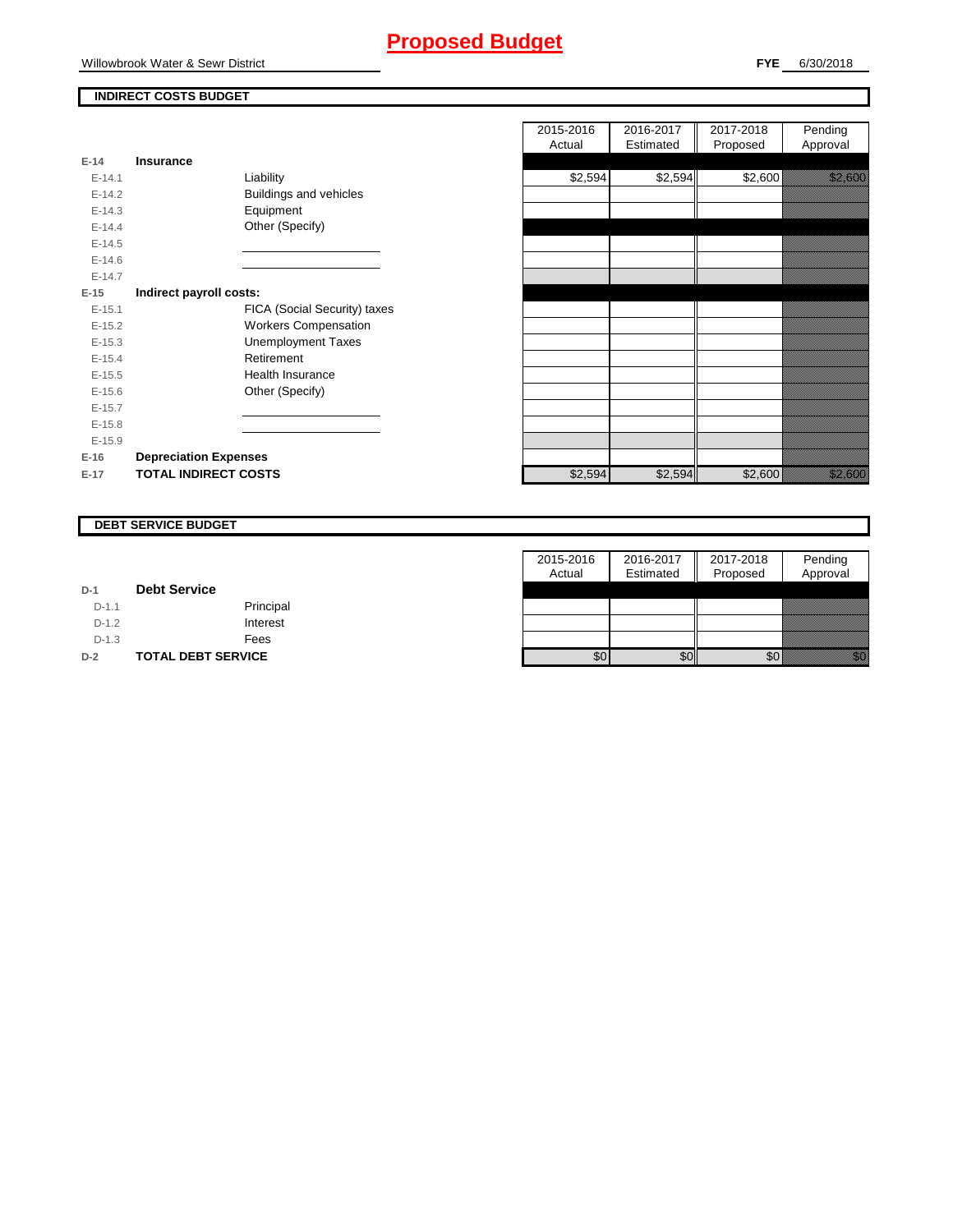# Proposed Budget

Willowbrook Water & Sewr District

**FYE** 6/30/2018

## INDIRECT COSTS BUDGET

| | | | 2015-2016 Actual | 2016-2017 Estimated | 2017-2018 Proposed | Pending Approval |
|---|---|---|---|---|---|---|
| **E-14** | **Insurance** | | | | | |
| E-14.1 | | Liability | $2,594 | $2,594 | $2,600 | $2,600 |
| E-14.2 | | Buildings and vehicles | | | | |
| E-14.3 | | Equipment | | | | |
| E-14.4 | | Other (Specify) | | | | |
| E-14.5 | | | | | | |
| E-14.6 | | | | | | |
| E-14.7 | | | | | | |
| **E-15** | **Indirect payroll costs:** | | | | | |
| E-15.1 | | FICA (Social Security) taxes | | | | |
| E-15.2 | | Workers Compensation | | | | |
| E-15.3 | | Unemployment Taxes | | | | |
| E-15.4 | | Retirement | | | | |
| E-15.5 | | Health Insurance | | | | |
| E-15.6 | | Other (Specify) | | | | |
| E-15.7 | | | | | | |
| E-15.8 | | | | | | |
| E-15.9 | | | | | | |
| **E-16** | **Depreciation Expenses** | | | | | |
| **E-17** | **TOTAL INDIRECT COSTS** | | $2,594 | $2,594 | $2,600 | $2,600 |

## DEBT SERVICE BUDGET

| | | | 2015-2016 Actual | 2016-2017 Estimated | 2017-2018 Proposed | Pending Approval |
|---|---|---|---|---|---|---|
| **D-1** | **Debt Service** | | | | | |
| D-1.1 | | Principal | | | | |
| D-1.2 | | Interest | | | | |
| D-1.3 | | Fees | | | | |
| **D-2** | **TOTAL DEBT SERVICE** | | $0 | $0 | $0 | $0 |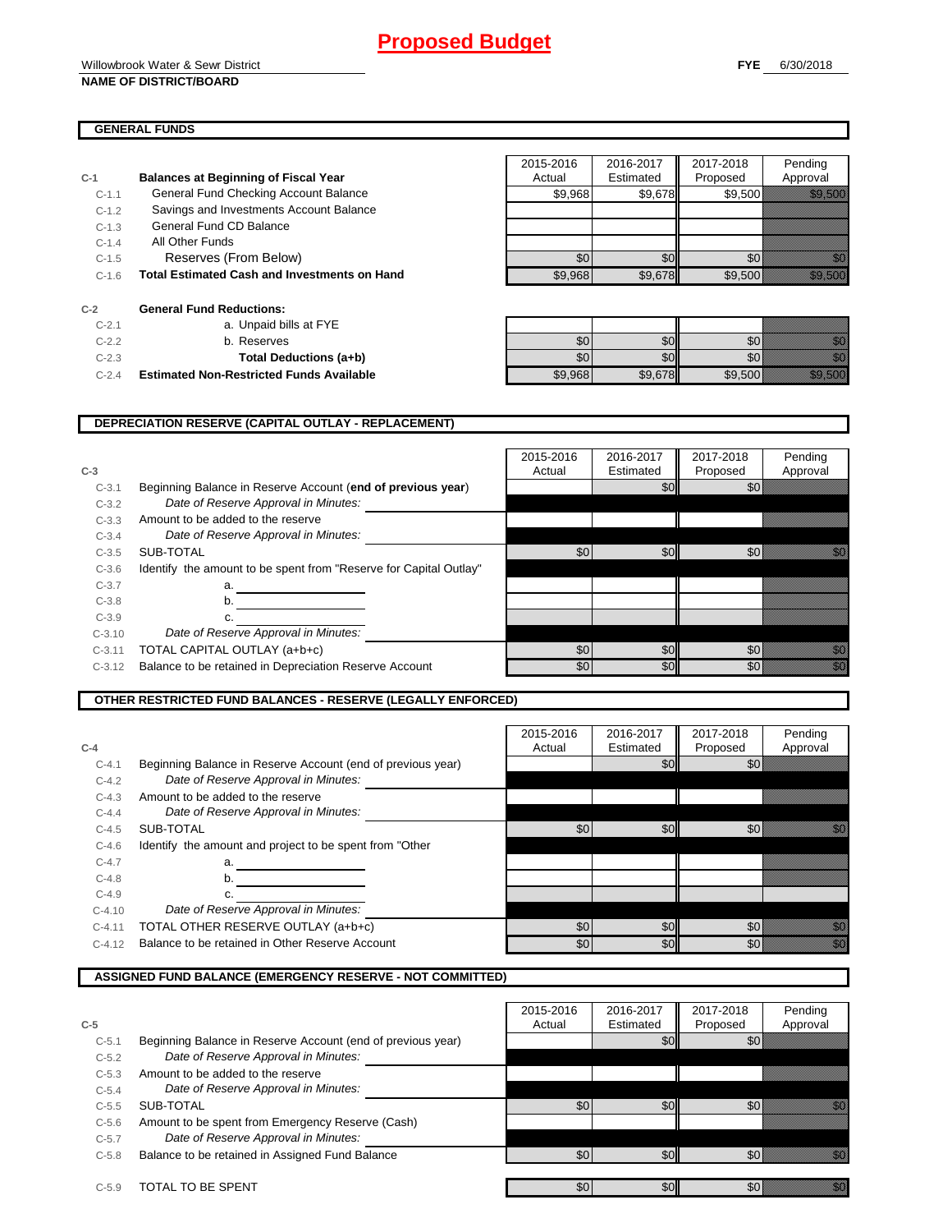# Proposed Budget

Willowbrook Water & Sewr District

**NAME OF DISTRICT/BOARD**

**FYE** 6/30/2018

## GENERAL FUNDS

| | | 2015-2016 Actual | 2016-2017 Estimated | 2017-2018 Proposed | Pending Approval |
|---|---|---|---|---|---|
| **C-1** | **Balances at Beginning of Fiscal Year** | | | | |
| C-1.1 | General Fund Checking Account Balance | $9,968 | $9,678 | $9,500 | $9,500 |
| C-1.2 | Savings and Investments Account Balance | | | | |
| C-1.3 | General Fund CD Balance | | | | |
| C-1.4 | All Other Funds | | | | |
| C-1.5 | Reserves (From Below) | $0 | $0 | $0 | $0 |
| C-1.6 | **Total Estimated Cash and Investments on Hand** | $9,968 | $9,678 | $9,500 | $9,500 |
| **C-2** | **General Fund Reductions:** | | | | |
| C-2.1 | a. Unpaid bills at FYE | | | | |
| C-2.2 | b. Reserves | $0 | $0 | $0 | $0 |
| C-2.3 | **Total Deductions (a+b)** | $0 | $0 | $0 | $0 |
| C-2.4 | **Estimated Non-Restricted Funds Available** | $9,968 | $9,678 | $9,500 | $9,500 |

## DEPRECIATION RESERVE (CAPITAL OUTLAY - REPLACEMENT)

| | | 2015-2016 Actual | 2016-2017 Estimated | 2017-2018 Proposed | Pending Approval |
|---|---|---|---|---|---|
| **C-3** | | | | | |
| C-3.1 | Beginning Balance in Reserve Account (**end of previous year**) | | $0 | $0 | |
| C-3.2 | *Date of Reserve Approval in Minutes:* | | | | |
| C-3.3 | Amount to be added to the reserve | | | | |
| C-3.4 | *Date of Reserve Approval in Minutes:* | | | | |
| C-3.5 | SUB-TOTAL | $0 | $0 | $0 | $0 |
| C-3.6 | Identify the amount to be spent from "Reserve for Capital Outlay" | | | | |
| C-3.7 | a. | | | | |
| C-3.8 | b. | | | | |
| C-3.9 | c. | | | | |
| C-3.10 | *Date of Reserve Approval in Minutes:* | | | | |
| C-3.11 | TOTAL CAPITAL OUTLAY (a+b+c) | $0 | $0 | $0 | $0 |
| C-3.12 | Balance to be retained in Depreciation Reserve Account | $0 | $0 | $0 | $0 |

## OTHER RESTRICTED FUND BALANCES - RESERVE (LEGALLY ENFORCED)

| | | 2015-2016 Actual | 2016-2017 Estimated | 2017-2018 Proposed | Pending Approval |
|---|---|---|---|---|---|
| **C-4** | | | | | |
| C-4.1 | Beginning Balance in Reserve Account (end of previous year) | | $0 | $0 | |
| C-4.2 | *Date of Reserve Approval in Minutes:* | | | | |
| C-4.3 | Amount to be added to the reserve | | | | |
| C-4.4 | *Date of Reserve Approval in Minutes:* | | | | |
| C-4.5 | SUB-TOTAL | $0 | $0 | $0 | $0 |
| C-4.6 | Identify the amount and project to be spent from "Other | | | | |
| C-4.7 | a. | | | | |
| C-4.8 | b. | | | | |
| C-4.9 | c. | | | | |
| C-4.10 | *Date of Reserve Approval in Minutes:* | | | | |
| C-4.11 | TOTAL OTHER RESERVE OUTLAY (a+b+c) | $0 | $0 | $0 | $0 |
| C-4.12 | Balance to be retained in Other Reserve Account | $0 | $0 | $0 | $0 |

## ASSIGNED FUND BALANCE (EMERGENCY RESERVE - NOT COMMITTED)

| | | 2015-2016 Actual | 2016-2017 Estimated | 2017-2018 Proposed | Pending Approval |
|---|---|---|---|---|---|
| **C-5** | | | | | |
| C-5.1 | Beginning Balance in Reserve Account (end of previous year) | | $0 | $0 | |
| C-5.2 | *Date of Reserve Approval in Minutes:* | | | | |
| C-5.3 | Amount to be added to the reserve | | | | |
| C-5.4 | *Date of Reserve Approval in Minutes:* | | | | |
| C-5.5 | SUB-TOTAL | $0 | $0 | $0 | $0 |
| C-5.6 | Amount to be spent from Emergency Reserve (Cash) | | | | |
| C-5.7 | *Date of Reserve Approval in Minutes:* | | | | |
| C-5.8 | Balance to be retained in Assigned Fund Balance | $0 | $0 | $0 | $0 |
| C-5.9 | TOTAL TO BE SPENT | $0 | $0 | $0 | $0 |